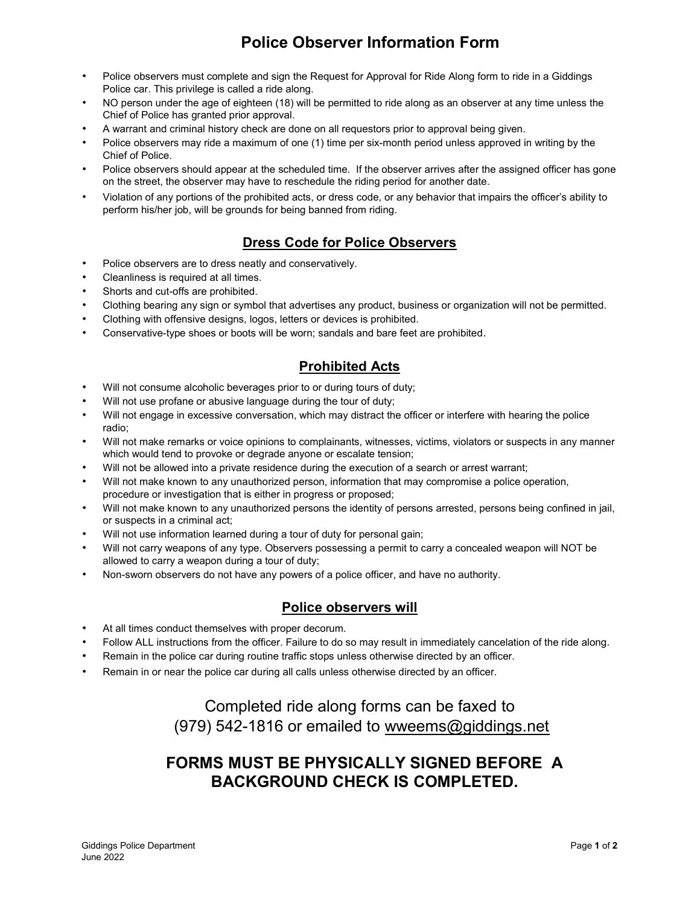# Police Observer Information Form

- Police observers must complete and sign the Request for Approval for Ride Along form to ride in a Giddings Police car. This privilege is called a ride along.
- NO person under the age of eighteen (18) will be permitted to ride along as an observer at any time unless the Chief of Police has granted prior approval.
- A warrant and criminal history check are done on all requestors prior to approval being given.
- Police observers may ride a maximum of one (1) time per six-month period unless approved in writing by the Chief of Police.
- Police observers should appear at the scheduled time. If the observer arrives after the assigned officer has gone on the street, the observer may have to reschedule the riding period for another date.
- Violation of any portions of the prohibited acts, or dress code, or any behavior that impairs the officer's ability to perform his/her job, will be grounds for being banned from riding.

## Dress Code for Police Observers

- Police observers are to dress neatly and conservatively.
- Cleanliness is required at all times.
- Shorts and cut-offs are prohibited.
- Clothing bearing any sign or symbol that advertises any product, business or organization will not be permitted.
- Clothing with offensive designs, logos, letters or devices is prohibited.
- Conservative-type shoes or boots will be worn; sandals and bare feet are prohibited.

## Prohibited Acts

- Will not consume alcoholic beverages prior to or during tours of duty;
- Will not use profane or abusive language during the tour of duty;
- Will not engage in excessive conversation, which may distract the officer or interfere with hearing the police radio;
- Will not make remarks or voice opinions to complainants, witnesses, victims, violators or suspects in any manner which would tend to provoke or degrade anyone or escalate tension;
- Will not be allowed into a private residence during the execution of a search or arrest warrant;
- Will not make known to any unauthorized person, information that may compromise a police operation, procedure or investigation that is either in progress or proposed;
- Will not make known to any unauthorized persons the identity of persons arrested, persons being confined in jail, or suspects in a criminal act;
- Will not use information learned during a tour of duty for personal gain;
- Will not carry weapons of any type. Observers possessing a permit to carry a concealed weapon will NOT be allowed to carry a weapon during a tour of duty;
- Non-sworn observers do not have any powers of a police officer, and have no authority.

## Police observers will

- At all times conduct themselves with proper decorum.
- Follow ALL instructions from the officer. Failure to do so may result in immediately cancelation of the ride along.
- Remain in the police car during routine traffic stops unless otherwise directed by an officer.
- Remain in or near the police car during all calls unless otherwise directed by an officer.

Completed ride along forms can be faxed to (979) 542-1816 or emailed to wweems@giddings.net

**FORMS MUST BE PHYSICALLY SIGNED BEFORE A BACKGROUND CHECK IS COMPLETED.**

Giddings Police Department
June 2022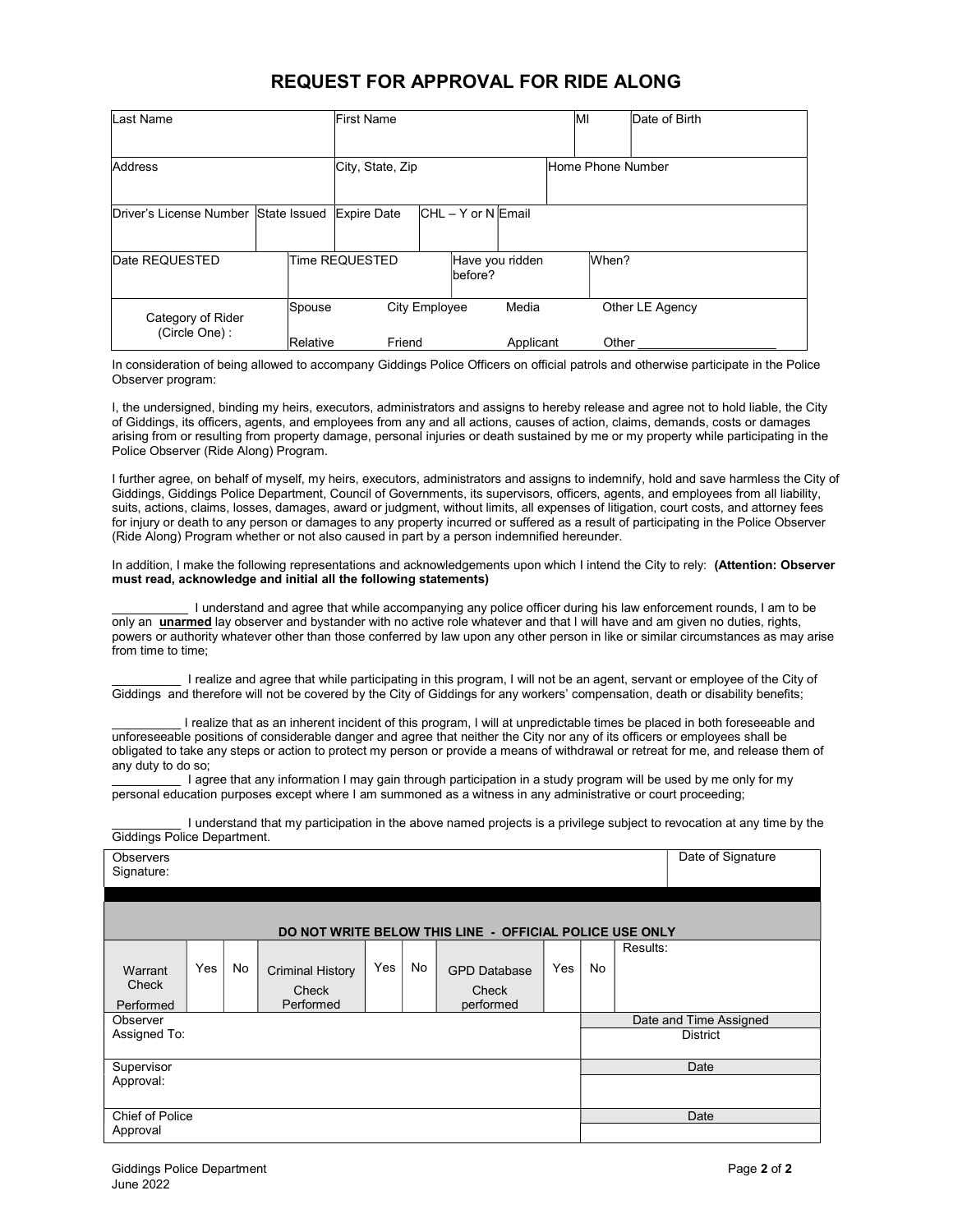# REQUEST FOR APPROVAL FOR RIDE ALONG

| | | | | | | |
|---|---|---|---|---|---|---|
| Last Name | | First Name | | | MI | Date of Birth |
| Address | | City, State, Zip | | | Home Phone Number | |
| Driver's License Number | State Issued | Expire Date | CHL – Y or N | Email | | |
| Date REQUESTED | Time REQUESTED | | Have you ridden before? | | When? | |

| | | | | |
|---|---|---|---|---|
| Category of Rider (Circle One) : | Spouse | City Employee | Media | Other LE Agency |
| | Relative | Friend | Applicant | Other ____________________ |

In consideration of being allowed to accompany Giddings Police Officers on official patrols and otherwise participate in the Police Observer program:

I, the undersigned, binding my heirs, executors, administrators and assigns to hereby release and agree not to hold liable, the City of Giddings, its officers, agents, and employees from any and all actions, causes of action, claims, demands, costs or damages arising from or resulting from property damage, personal injuries or death sustained by me or my property while participating in the Police Observer (Ride Along) Program.

I further agree, on behalf of myself, my heirs, executors, administrators and assigns to indemnify, hold and save harmless the City of Giddings, Giddings Police Department, Council of Governments, its supervisors, officers, agents, and employees from all liability, suits, actions, claims, losses, damages, award or judgment, without limits, all expenses of litigation, court costs, and attorney fees for injury or death to any person or damages to any property incurred or suffered as a result of participating in the Police Observer (Ride Along) Program whether or not also caused in part by a person indemnified hereunder.

In addition, I make the following representations and acknowledgements upon which I intend the City to rely: **(Attention: Observer must read, acknowledge and initial all the following statements)**

___________ I understand and agree that while accompanying any police officer during his law enforcement rounds, I am to be only an **unarmed** lay observer and bystander with no active role whatever and that I will have and am given no duties, rights, powers or authority whatever other than those conferred by law upon any other person in like or similar circumstances as may arise from time to time;

__________ I realize and agree that while participating in this program, I will not be an agent, servant or employee of the City of Giddings and therefore will not be covered by the City of Giddings for any workers' compensation, death or disability benefits;

__________ I realize that as an inherent incident of this program, I will at unpredictable times be placed in both foreseeable and unforeseeable positions of considerable danger and agree that neither the City nor any of its officers or employees shall be obligated to take any steps or action to protect my person or provide a means of withdrawal or retreat for me, and release them of any duty to do so;

__________ I agree that any information I may gain through participation in a study program will be used by me only for my personal education purposes except where I am summoned as a witness in any administrative or court proceeding;

__________ I understand that my participation in the above named projects is a privilege subject to revocation at any time by the Giddings Police Department.

| | |
|---|---|
| Observers Signature: | Date of Signature |

**DO NOT WRITE BELOW THIS LINE - OFFICIAL POLICE USE ONLY**

| | | | | | | | | | |
|---|---|---|---|---|---|---|---|---|---|
| Warrant Check Performed | Yes | No | Criminal History Check Performed | Yes | No | GPD Database Check performed | Yes | No | Results: |

| | |
|---|---|
| Observer Assigned To: | Date and Time Assigned<br>District |
| Supervisor Approval: | Date |
| Chief of Police Approval | Date |

Giddings Police Department
June 2022